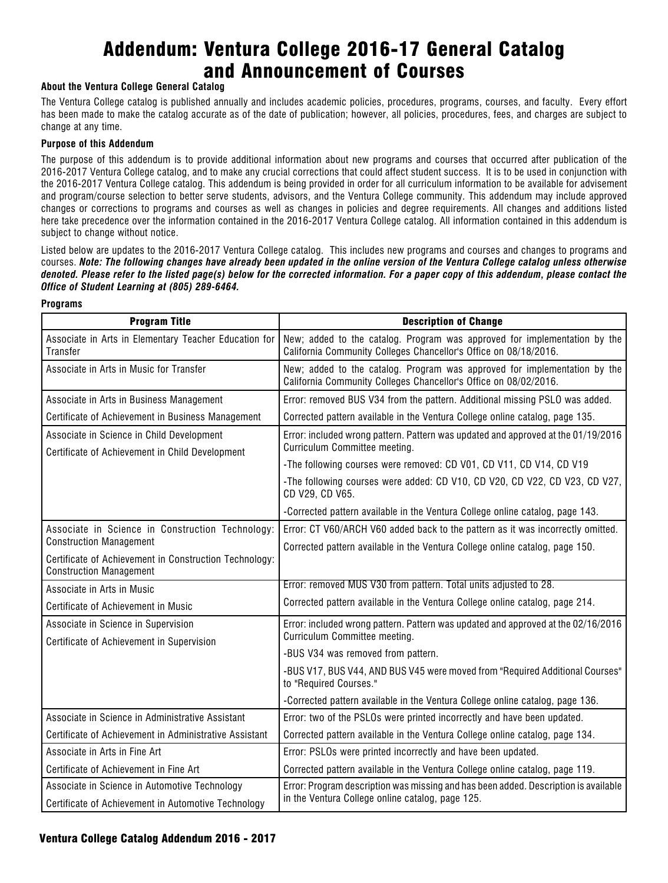# Addendum: Ventura College 2016-17 General Catalog and Announcement of Courses

**About the Ventura College General Catalog**

The Ventura College catalog is published annually and includes academic policies, procedures, programs, courses, and faculty. Every effort has been made to make the catalog accurate as of the date of publication; however, all policies, procedures, fees, and charges are subject to change at any time.

**Purpose of this Addendum**

The purpose of this addendum is to provide additional information about new programs and courses that occurred after publication of the 2016-2017 Ventura College catalog, and to make any crucial corrections that could affect student success. It is to be used in conjunction with the 2016-2017 Ventura College catalog. This addendum is being provided in order for all curriculum information to be available for advisement and program/course selection to better serve students, advisors, and the Ventura College community. This addendum may include approved changes or corrections to programs and courses as well as changes in policies and degree requirements. All changes and additions listed here take precedence over the information contained in the 2016-2017 Ventura College catalog. All information contained in this addendum is subject to change without notice.

Listed below are updates to the 2016-2017 Ventura College catalog. This includes new programs and courses and changes to programs and courses. ***Note: The following changes have already been updated in the online version of the Ventura College catalog unless otherwise denoted. Please refer to the listed page(s) below for the corrected information. For a paper copy of this addendum, please contact the Office of Student Learning at (805) 289-6464.***

**Programs**

| Program Title | Description of Change |
|---|---|
| Associate in Arts in Elementary Teacher Education for Transfer | New; added to the catalog. Program was approved for implementation by the California Community Colleges Chancellor's Office on 08/18/2016. |
| Associate in Arts in Music for Transfer | New; added to the catalog. Program was approved for implementation by the California Community Colleges Chancellor's Office on 08/02/2016. |
| Associate in Arts in Business Management<br>Certificate of Achievement in Business Management | Error: removed BUS V34 from the pattern. Additional missing PSLO was added.<br>Corrected pattern available in the Ventura College online catalog, page 135. |
| Associate in Science in Child Development<br>Certificate of Achievement in Child Development | Error: included wrong pattern. Pattern was updated and approved at the 01/19/2016 Curriculum Committee meeting.<br>-The following courses were removed: CD V01, CD V11, CD V14, CD V19<br>-The following courses were added: CD V10, CD V20, CD V22, CD V23, CD V27, CD V29, CD V65.<br>-Corrected pattern available in the Ventura College online catalog, page 143. |
| Associate in Science in Construction Technology: Construction Management<br>Certificate of Achievement in Construction Technology: Construction Management | Error: CT V60/ARCH V60 added back to the pattern as it was incorrectly omitted.<br>Corrected pattern available in the Ventura College online catalog, page 150. |
| Associate in Arts in Music<br>Certificate of Achievement in Music | Error: removed MUS V30 from pattern. Total units adjusted to 28.<br>Corrected pattern available in the Ventura College online catalog, page 214. |
| Associate in Science in Supervision<br>Certificate of Achievement in Supervision | Error: included wrong pattern. Pattern was updated and approved at the 02/16/2016 Curriculum Committee meeting.<br>-BUS V34 was removed from pattern.<br>-BUS V17, BUS V44, AND BUS V45 were moved from "Required Additional Courses" to "Required Courses."<br>-Corrected pattern available in the Ventura College online catalog, page 136. |
| Associate in Science in Administrative Assistant<br>Certificate of Achievement in Administrative Assistant | Error: two of the PSLOs were printed incorrectly and have been updated.<br>Corrected pattern available in the Ventura College online catalog, page 134. |
| Associate in Arts in Fine Art<br>Certificate of Achievement in Fine Art | Error: PSLOs were printed incorrectly and have been updated.<br>Corrected pattern available in the Ventura College online catalog, page 119. |
| Associate in Science in Automotive Technology<br>Certificate of Achievement in Automotive Technology | Error: Program description was missing and has been added. Description is available in the Ventura College online catalog, page 125. |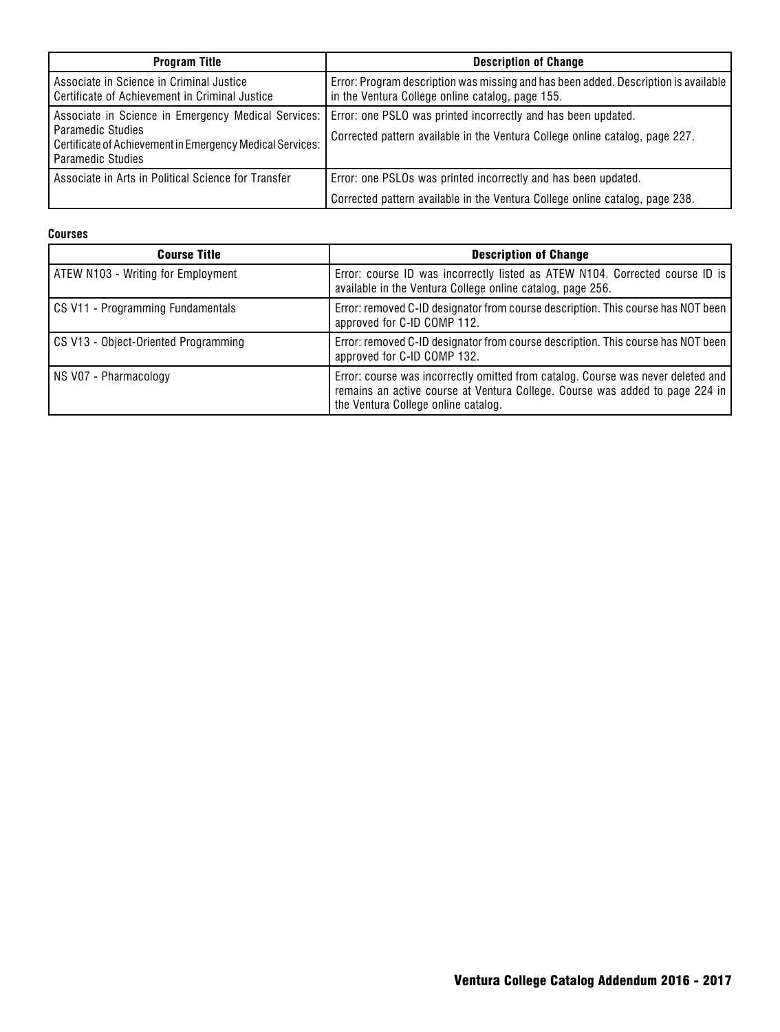| Program Title | Description of Change |
| --- | --- |
| Associate in Science in Criminal Justice<br>Certificate of Achievement in Criminal Justice | Error: Program description was missing and has been added. Description is available in the Ventura College online catalog, page 155. |
| Associate in Science in Emergency Medical Services: Paramedic Studies<br>Certificate of Achievement in Emergency Medical Services: Paramedic Studies | Error: one PSLO was printed incorrectly and has been updated.<br>Corrected pattern available in the Ventura College online catalog, page 227. |
| Associate in Arts in Political Science for Transfer | Error: one PSLOs was printed incorrectly and has been updated.<br>Corrected pattern available in the Ventura College online catalog, page 238. |

**Courses**

| Course Title | Description of Change |
| --- | --- |
| ATEW N103 - Writing for Employment | Error: course ID was incorrectly listed as ATEW N104. Corrected course ID is available in the Ventura College online catalog, page 256. |
| CS V11 - Programming Fundamentals | Error: removed C-ID designator from course description. This course has NOT been approved for C-ID COMP 112. |
| CS V13 - Object-Oriented Programming | Error: removed C-ID designator from course description. This course has NOT been approved for C-ID COMP 132. |
| NS V07 - Pharmacology | Error: course was incorrectly omitted from catalog. Course was never deleted and remains an active course at Ventura College. Course was added to page 224 in the Ventura College online catalog. |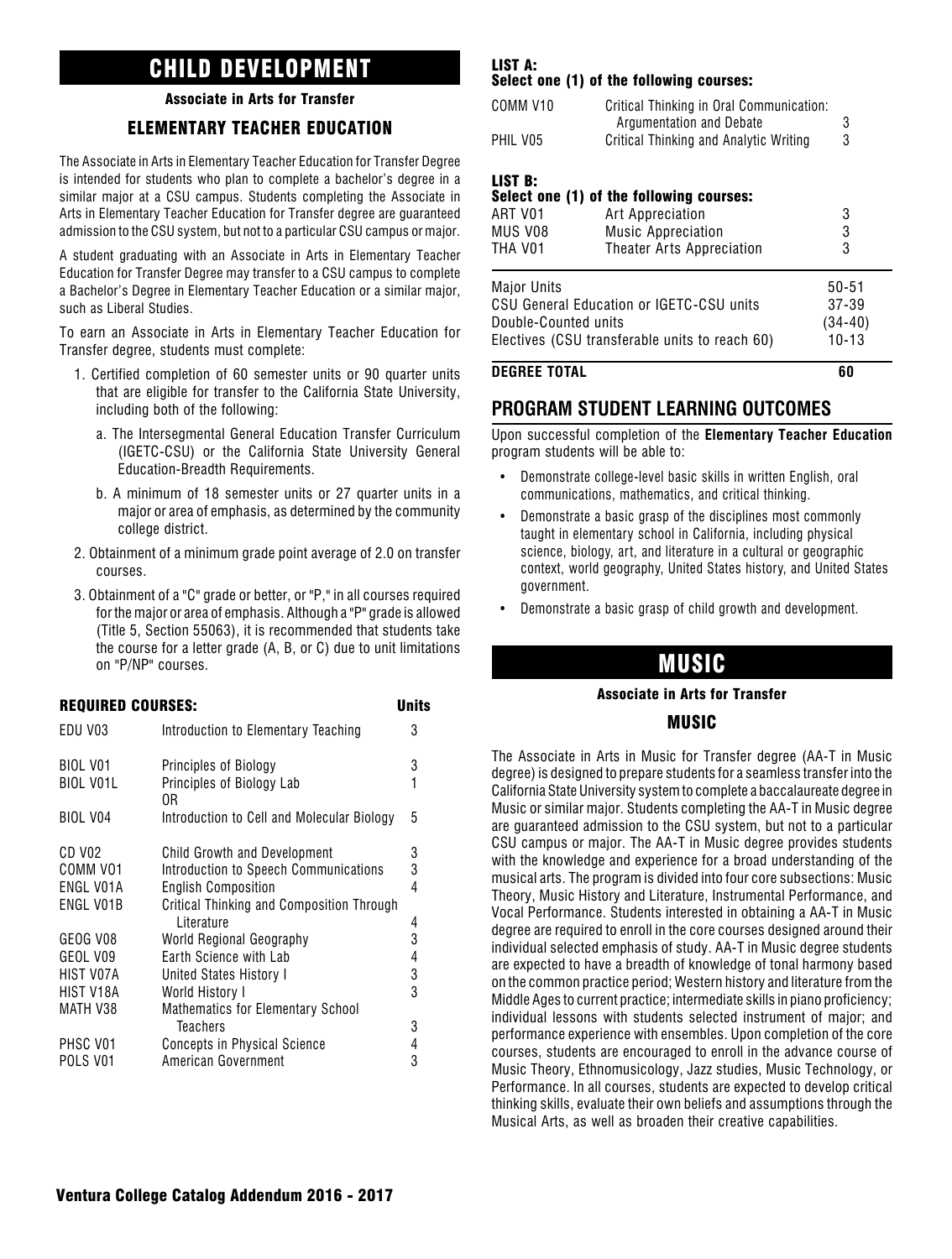# CHILD DEVELOPMENT

### Associate in Arts for Transfer

## ELEMENTARY TEACHER EDUCATION

The Associate in Arts in Elementary Teacher Education for Transfer Degree is intended for students who plan to complete a bachelor's degree in a similar major at a CSU campus. Students completing the Associate in Arts in Elementary Teacher Education for Transfer degree are guaranteed admission to the CSU system, but not to a particular CSU campus or major.

A student graduating with an Associate in Arts in Elementary Teacher Education for Transfer Degree may transfer to a CSU campus to complete a Bachelor's Degree in Elementary Teacher Education or a similar major, such as Liberal Studies.

To earn an Associate in Arts in Elementary Teacher Education for Transfer degree, students must complete:

1. Certified completion of 60 semester units or 90 quarter units that are eligible for transfer to the California State University, including both of the following:
   a. The Intersegmental General Education Transfer Curriculum (IGETC-CSU) or the California State University General Education-Breadth Requirements.
   b. A minimum of 18 semester units or 27 quarter units in a major or area of emphasis, as determined by the community college district.
2. Obtainment of a minimum grade point average of 2.0 on transfer courses.
3. Obtainment of a "C" grade or better, or "P," in all courses required for the major or area of emphasis. Although a "P" grade is allowed (Title 5, Section 55063), it is recommended that students take the course for a letter grade (A, B, or C) due to unit limitations on "P/NP" courses.

| REQUIRED COURSES: | | Units |
|---|---|---|
| EDU V03 | Introduction to Elementary Teaching | 3 |
| BIOL V01 | Principles of Biology | 3 |
| BIOL V01L | Principles of Biology Lab | 1 |
| | OR | |
| BIOL V04 | Introduction to Cell and Molecular Biology | 5 |
| CD V02 | Child Growth and Development | 3 |
| COMM V01 | Introduction to Speech Communications | 3 |
| ENGL V01A | English Composition | 4 |
| ENGL V01B | Critical Thinking and Composition Through Literature | 4 |
| GEOG V08 | World Regional Geography | 3 |
| GEOL V09 | Earth Science with Lab | 4 |
| HIST V07A | United States History I | 3 |
| HIST V18A | World History I | 3 |
| MATH V38 | Mathematics for Elementary School Teachers | 3 |
| PHSC V01 | Concepts in Physical Science | 4 |
| POLS V01 | American Government | 3 |

**LIST A:**
**Select one (1) of the following courses:**

| | | |
|---|---|---|
| COMM V10 | Critical Thinking in Oral Communication: Argumentation and Debate | 3 |
| PHIL V05 | Critical Thinking and Analytic Writing | 3 |

**LIST B:**
**Select one (1) of the following courses:**

| | | |
|---|---|---|
| ART V01 | Art Appreciation | 3 |
| MUS V08 | Music Appreciation | 3 |
| THA V01 | Theater Arts Appreciation | 3 |

| | |
|---|---|
| Major Units | 50-51 |
| CSU General Education or IGETC-CSU units | 37-39 |
| Double-Counted units | (34-40) |
| Electives (CSU transferable units to reach 60) | 10-13 |
| **DEGREE TOTAL** | **60** |

## PROGRAM STUDENT LEARNING OUTCOMES

Upon successful completion of the **Elementary Teacher Education** program students will be able to:

- Demonstrate college-level basic skills in written English, oral communications, mathematics, and critical thinking.
- Demonstrate a basic grasp of the disciplines most commonly taught in elementary school in California, including physical science, biology, art, and literature in a cultural or geographic context, world geography, United States history, and United States government.
- Demonstrate a basic grasp of child growth and development.

# MUSIC

### Associate in Arts for Transfer

## MUSIC

The Associate in Arts in Music for Transfer degree (AA-T in Music degree) is designed to prepare students for a seamless transfer into the California State University system to complete a baccalaureate degree in Music or similar major. Students completing the AA-T in Music degree are guaranteed admission to the CSU system, but not to a particular CSU campus or major. The AA-T in Music degree provides students with the knowledge and experience for a broad understanding of the musical arts. The program is divided into four core subsections: Music Theory, Music History and Literature, Instrumental Performance, and Vocal Performance. Students interested in obtaining a AA-T in Music degree are required to enroll in the core courses designed around their individual selected emphasis of study. AA-T in Music degree students are expected to have a breadth of knowledge of tonal harmony based on the common practice period; Western history and literature from the Middle Ages to current practice; intermediate skills in piano proficiency; individual lessons with students selected instrument of major; and performance experience with ensembles. Upon completion of the core courses, students are encouraged to enroll in the advance course of Music Theory, Ethnomusicology, Jazz studies, Music Technology, or Performance. In all courses, students are expected to develop critical thinking skills, evaluate their own beliefs and assumptions through the Musical Arts, as well as broaden their creative capabilities.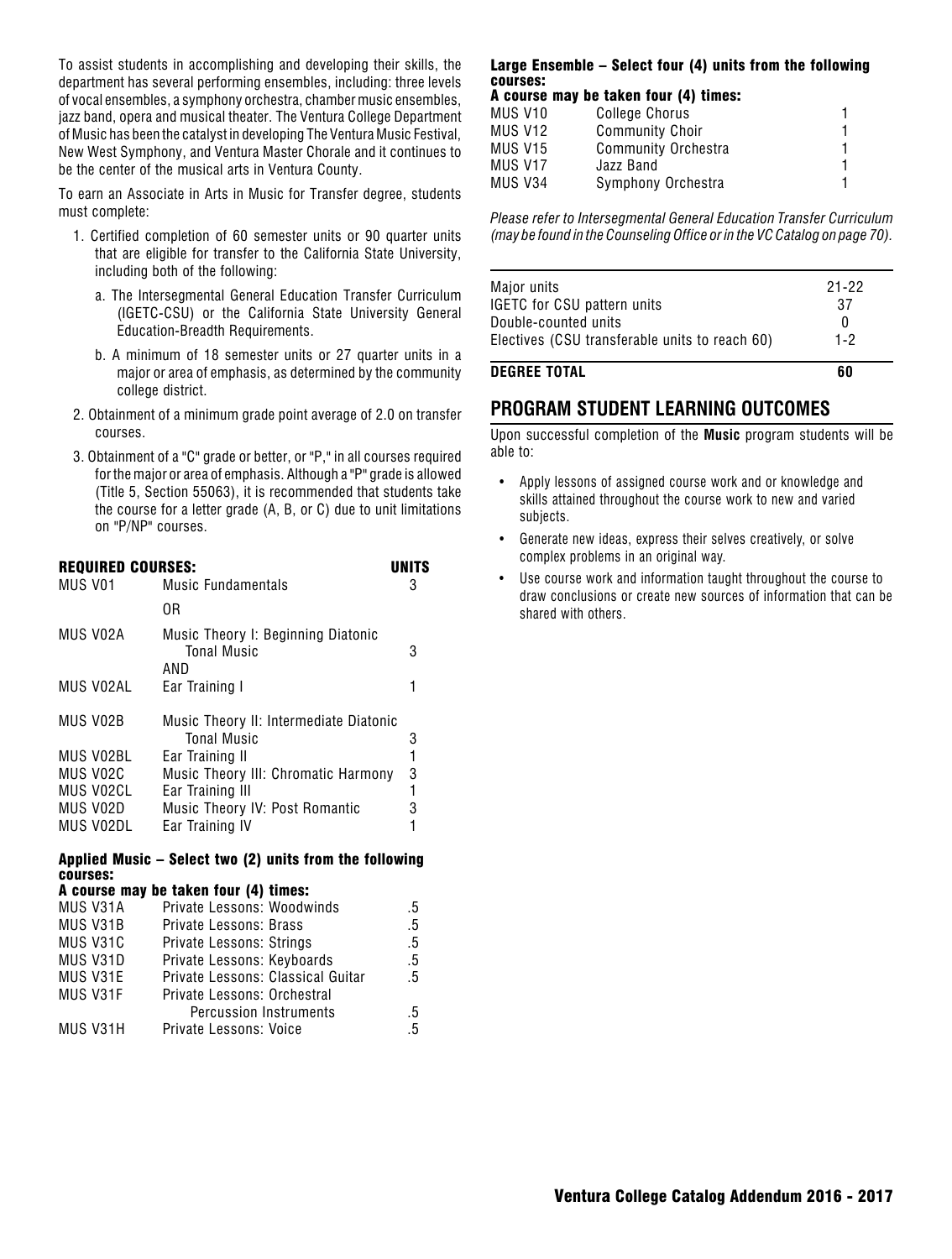To assist students in accomplishing and developing their skills, the department has several performing ensembles, including: three levels of vocal ensembles, a symphony orchestra, chamber music ensembles, jazz band, opera and musical theater. The Ventura College Department of Music has been the catalyst in developing The Ventura Music Festival, New West Symphony, and Ventura Master Chorale and it continues to be the center of the musical arts in Ventura County.

To earn an Associate in Arts in Music for Transfer degree, students must complete:

1. Certified completion of 60 semester units or 90 quarter units that are eligible for transfer to the California State University, including both of the following:
   a. The Intersegmental General Education Transfer Curriculum (IGETC-CSU) or the California State University General Education-Breadth Requirements.
   b. A minimum of 18 semester units or 27 quarter units in a major or area of emphasis, as determined by the community college district.
2. Obtainment of a minimum grade point average of 2.0 on transfer courses.
3. Obtainment of a "C" grade or better, or "P," in all courses required for the major or area of emphasis. Although a "P" grade is allowed (Title 5, Section 55063), it is recommended that students take the course for a letter grade (A, B, or C) due to unit limitations on "P/NP" courses.

| REQUIRED COURSES: | | UNITS |
|---|---|---|
| MUS V01 | Music Fundamentals | 3 |
| | OR | |
| MUS V02A | Music Theory I: Beginning Diatonic Tonal Music | 3 |
| | AND | |
| MUS V02AL | Ear Training I | 1 |
| MUS V02B | Music Theory II: Intermediate Diatonic Tonal Music | 3 |
| MUS V02BL | Ear Training II | 1 |
| MUS V02C | Music Theory III: Chromatic Harmony | 3 |
| MUS V02CL | Ear Training III | 1 |
| MUS V02D | Music Theory IV: Post Romantic | 3 |
| MUS V02DL | Ear Training IV | 1 |

**Applied Music – Select two (2) units from the following courses:**
**A course may be taken four (4) times:**

| | | |
|---|---|---|
| MUS V31A | Private Lessons: Woodwinds | .5 |
| MUS V31B | Private Lessons: Brass | .5 |
| MUS V31C | Private Lessons: Strings | .5 |
| MUS V31D | Private Lessons: Keyboards | .5 |
| MUS V31E | Private Lessons: Classical Guitar | .5 |
| MUS V31F | Private Lessons: Orchestral Percussion Instruments | .5 |
| MUS V31H | Private Lessons: Voice | .5 |

**Large Ensemble – Select four (4) units from the following courses:**
**A course may be taken four (4) times:**

| | | |
|---|---|---|
| MUS V10 | College Chorus | 1 |
| MUS V12 | Community Choir | 1 |
| MUS V15 | Community Orchestra | 1 |
| MUS V17 | Jazz Band | 1 |
| MUS V34 | Symphony Orchestra | 1 |

*Please refer to Intersegmental General Education Transfer Curriculum (may be found in the Counseling Office or in the VC Catalog on page 70).*

| | |
|---|---|
| Major units | 21-22 |
| IGETC for CSU pattern units | 37 |
| Double-counted units | 0 |
| Electives (CSU transferable units to reach 60) | 1-2 |
| **DEGREE TOTAL** | **60** |

## PROGRAM STUDENT LEARNING OUTCOMES

Upon successful completion of the **Music** program students will be able to:

- Apply lessons of assigned course work and or knowledge and skills attained throughout the course work to new and varied subjects.
- Generate new ideas, express their selves creatively, or solve complex problems in an original way.
- Use course work and information taught throughout the course to draw conclusions or create new sources of information that can be shared with others.